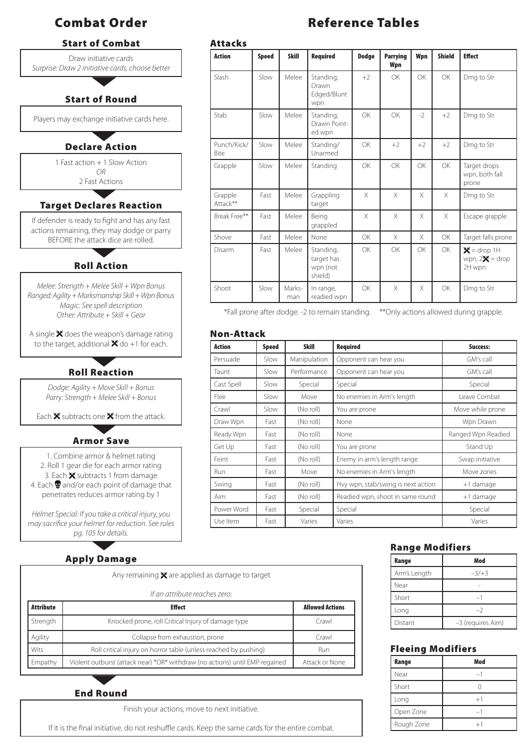# Combat Order

## Start of Combat

Draw initiative cards
*Surprise: Draw 2 initiative cards, choose better*

## Start of Round

Players may exchange initiative cards here.

## Declare Action

1 Fast action + 1 Slow Action
*OR*
2 Fast Actions

## Target Declares Reaction

If defender is ready to fight and has any fast actions remaining, they may dodge or parry BEFORE the attack dice are rolled.

## Roll Action

*Melee: Strength + Melee Skill + Wpn Bonus*
*Ranged: Agility + Marksmanship Skill + Wpn Bonus*
*Magic: See spell description*
*Other: Attribute + Skill + Gear*

A single ✖ does the weapon's damage rating to the target, additional ✖ do +1 for each.

## Roll Reaction

*Dodge: Agility + Move Skill + Bonus*
*Parry: Strength + Melee Skill + Bonus*

Each ✖ subtracts one ✖ from the attack.

## Armor Save

1. Combine armor & helmet rating
2. Roll 1 gear die for each armor rating
3. Each ✖ subtracts 1 from damage
4. Each 💀 and/or each point of damage that penetrates reduces armor rating by 1

*Helmet Special: If you take a critical injury, you may sacrifice your helmet for reduction. See rules pg. 105 for details.*

## Apply Damage

Any remaining ✖ are applied as damage to target

*If an attribute reaches zero:*

| Attribute | Effect | Allowed Actions |
|---|---|---|
| Strength | Knocked prone, roll Critical Injury of damage type | Crawl |
| Agility | Collapse from exhaustion, prone | Crawl |
| Wits | Roll critical injury on horror table (unless reached by pushing) | Run |
| Empathy | Violent outburst (attack near) *OR* withdraw (no actions) until EMP regained | Attack or None |

## End Round

Finish your actions, move to next initiative.

If it is the final initiative, do not reshuffle cards. Keep the same cards for the entire combat.

# Reference Tables

## Attacks

| Action | Speed | Skill | Required | Dodge | Parrying Wpn | Wpn | Shield | Effect |
|---|---|---|---|---|---|---|---|---|
| Slash | Slow | Melee | Standing, Drawn Edged/Blunt wpn | +2 | OK | OK | OK | Dmg to Str |
| Stab | Slow | Melee | Standing, Drawn Pointed wpn | OK | OK | -2 | +2 | Dmg to Str |
| Punch/Kick/Bite | Slow | Melee | Standing/Unarmed | OK | +2 | +2 | +2 | Dmg to Str |
| Grapple | Slow | Melee | Standing | OK | OK | OK | OK | Target drops wpn, both fall prone |
| Grapple Attack** | Fast | Melee | Grappling target | X | X | X | X | Dmg to Str |
| Break Free** | Fast | Melee | Being grappled | X | X | X | X | Escape grapple |
| Shove | Fast | Melee | None | OK | X | X | OK | Target falls prone |
| Disarm | Fast | Melee | Standing, target has wpn (not shield) | OK | OK | OK | OK | ✖ = drop 1H wpn, 2✖ = drop 2H wpn |
| Shoot | Slow | Marksman | In range, readied wpn | OK | X | X | OK | Dmg to Str |

*Fall prone after dodge. -2 to remain standing. **Only actions allowed during grapple.

## Non-Attack

| Action | Speed | Skill | Required | Success: |
|---|---|---|---|---|
| Persuade | Slow | Manipulation | Opponent can hear you | GM's call |
| Taunt | Slow | Performance | Opponent can hear you | GM's call |
| Cast Spell | Slow | Special | Special | Special |
| Flee | Slow | Move | No enemies in Arm's length | Leave Combat |
| Crawl | Slow | (No roll) | You are prone | Move while prone |
| Draw Wpn | Fast | (No roll) | None | Wpn Drawn |
| Ready Wpn | Fast | (No roll) | None | Ranged Wpn Readied |
| Get Up | Fast | (No roll) | You are prone | Stand Up |
| Feint | Fast | (No roll) | Enemy in arm's length range | Swap initiative |
| Run | Fast | Move | No enemies in Arm's length | Move zones |
| Swing | Fast | (No roll) | Hvy wpn, stab/swing is next action | +1 damage |
| Aim | Fast | (No roll) | Readied wpn, shoot in same round | +1 damage |
| Power Word | Fast | Special | Special | Special |
| Use Item | Fast | Varies | Varies | Varies |

## Range Modifiers

| Range | Mod |
|---|---|
| Arm's Length | −3/+3 |
| Near | - |
| Short | −1 |
| Long | −2 |
| Distant | −3 (requires Aim) |

## Fleeing Modifiers

| Range | Mod |
|---|---|
| Near | −1 |
| Short | 0 |
| Long | +1 |
| Open Zone | −1 |
| Rough Zone | +1 |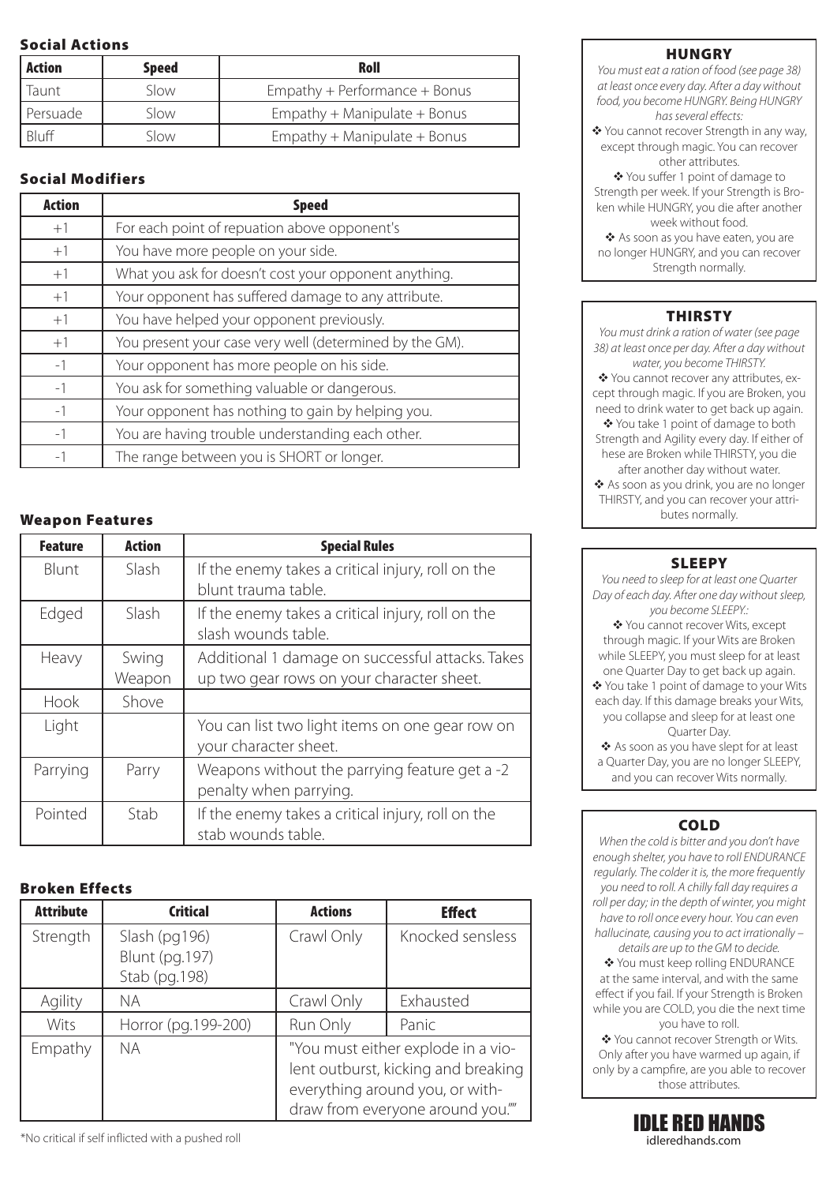## Social Actions

| Action | Speed | Roll |
|---|---|---|
| Taunt | Slow | Empathy + Performance + Bonus |
| Persuade | Slow | Empathy + Manipulate + Bonus |
| Bluff | Slow | Empathy + Manipulate + Bonus |

## Social Modifiers

| Action | Speed |
|---|---|
| +1 | For each point of repuation above opponent's |
| +1 | You have more people on your side. |
| +1 | What you ask for doesn't cost your opponent anything. |
| +1 | Your opponent has suffered damage to any attribute. |
| +1 | You have helped your opponent previously. |
| +1 | You present your case very well (determined by the GM). |
| -1 | Your opponent has more people on his side. |
| -1 | You ask for something valuable or dangerous. |
| -1 | Your opponent has nothing to gain by helping you. |
| -1 | You are having trouble understanding each other. |
| -1 | The range between you is SHORT or longer. |

## Weapon Features

| Feature | Action | Special Rules |
|---|---|---|
| Blunt | Slash | If the enemy takes a critical injury, roll on the blunt trauma table. |
| Edged | Slash | If the enemy takes a critical injury, roll on the slash wounds table. |
| Heavy | Swing Weapon | Additional 1 damage on successful attacks. Takes up two gear rows on your character sheet. |
| Hook | Shove | |
| Light | | You can list two light items on one gear row on your character sheet. |
| Parrying | Parry | Weapons without the parrying feature get a -2 penalty when parrying. |
| Pointed | Stab | If the enemy takes a critical injury, roll on the stab wounds table. |

## Broken Effects

| Attribute | Critical | Actions | Effect |
|---|---|---|---|
| Strength | Slash (pg196) Blunt (pg.197) Stab (pg.198) | Crawl Only | Knocked sensless |
| Agility | NA | Crawl Only | Exhausted |
| Wits | Horror (pg.199-200) | Run Only | Panic |
| Empathy | NA | "You must either explode in a violent outburst, kicking and breaking everything around you, or withdraw from everyone around you."" | |

*No critical if self inflicted with a pushed roll

## HUNGRY

*You must eat a ration of food (see page 38) at least once every day. After a day without food, you become HUNGRY. Being HUNGRY has several effects:*

- ❖ You cannot recover Strength in any way, except through magic. You can recover other attributes.
- ❖ You suffer 1 point of damage to Strength per week. If your Strength is Broken while HUNGRY, you die after another week without food.
- ❖ As soon as you have eaten, you are no longer HUNGRY, and you can recover Strength normally.

## THIRSTY

*You must drink a ration of water (see page 38) at least once per day. After a day without water, you become THIRSTY.*

- ❖ You cannot recover any attributes, except through magic. If you are Broken, you need to drink water to get back up again.
- ❖ You take 1 point of damage to both Strength and Agility every day. If either of hese are Broken while THIRSTY, you die after another day without water.
- ❖ As soon as you drink, you are no longer THIRSTY, and you can recover your attributes normally.

## SLEEPY

*You need to sleep for at least one Quarter Day of each day. After one day without sleep, you become SLEEPY.:*

- ❖ You cannot recover Wits, except through magic. If your Wits are Broken while SLEEPY, you must sleep for at least one Quarter Day to get back up again.
- ❖ You take 1 point of damage to your Wits each day. If this damage breaks your Wits, you collapse and sleep for at least one Quarter Day.
- ❖ As soon as you have slept for at least a Quarter Day, you are no longer SLEEPY, and you can recover Wits normally.

## COLD

*When the cold is bitter and you don't have enough shelter, you have to roll ENDURANCE regularly. The colder it is, the more frequently you need to roll. A chilly fall day requires a roll per day; in the depth of winter, you might have to roll once every hour. You can even hallucinate, causing you to act irrationally – details are up to the GM to decide.*

- ❖ You must keep rolling ENDURANCE at the same interval, and with the same effect if you fail. If your Strength is Broken while you are COLD, you die the next time you have to roll.
- ❖ You cannot recover Strength or Wits. Only after you have warmed up again, if only by a campfire, are you able to recover those attributes.

IDLE RED HANDS
idleredhands.com